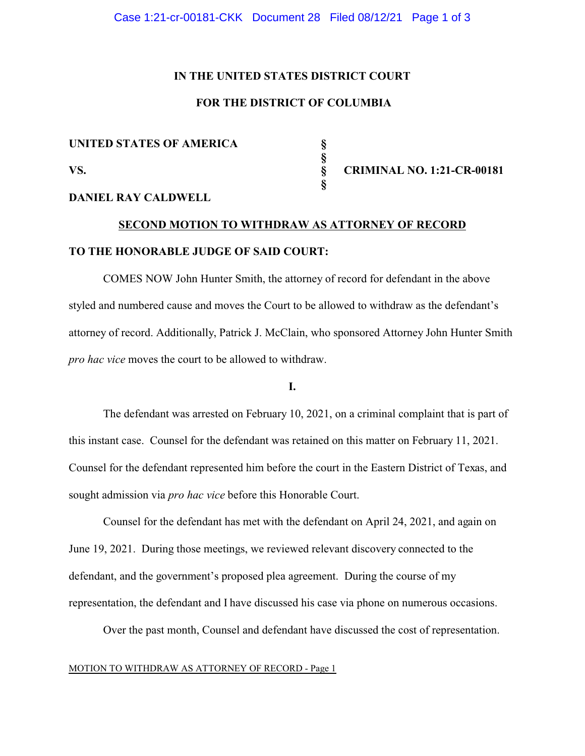**IN THE UNITED STATES DISTRICT COURT**

**FOR THE DISTRICT OF COLUMBIA**

| | | |
|---|---|---|
| **UNITED STATES OF AMERICA** | **§** | |
| | **§** | |
| **VS.** | **§** | **CRIMINAL NO. 1:21-CR-00181** |
| | **§** | |
| **DANIEL RAY CALDWELL** | | |

**<u>SECOND MOTION TO WITHDRAW AS ATTORNEY OF RECORD</u>**

**TO THE HONORABLE JUDGE OF SAID COURT:**

COMES NOW John Hunter Smith, the attorney of record for defendant in the above styled and numbered cause and moves the Court to be allowed to withdraw as the defendant's attorney of record. Additionally, Patrick J. McClain, who sponsored Attorney John Hunter Smith *pro hac vice* moves the court to be allowed to withdraw.

**I.**

The defendant was arrested on February 10, 2021, on a criminal complaint that is part of this instant case. Counsel for the defendant was retained on this matter on February 11, 2021. Counsel for the defendant represented him before the court in the Eastern District of Texas, and sought admission via *pro hac vice* before this Honorable Court.

Counsel for the defendant has met with the defendant on April 24, 2021, and again on June 19, 2021. During those meetings, we reviewed relevant discovery connected to the defendant, and the government's proposed plea agreement. During the course of my representation, the defendant and I have discussed his case via phone on numerous occasions.

Over the past month, Counsel and defendant have discussed the cost of representation.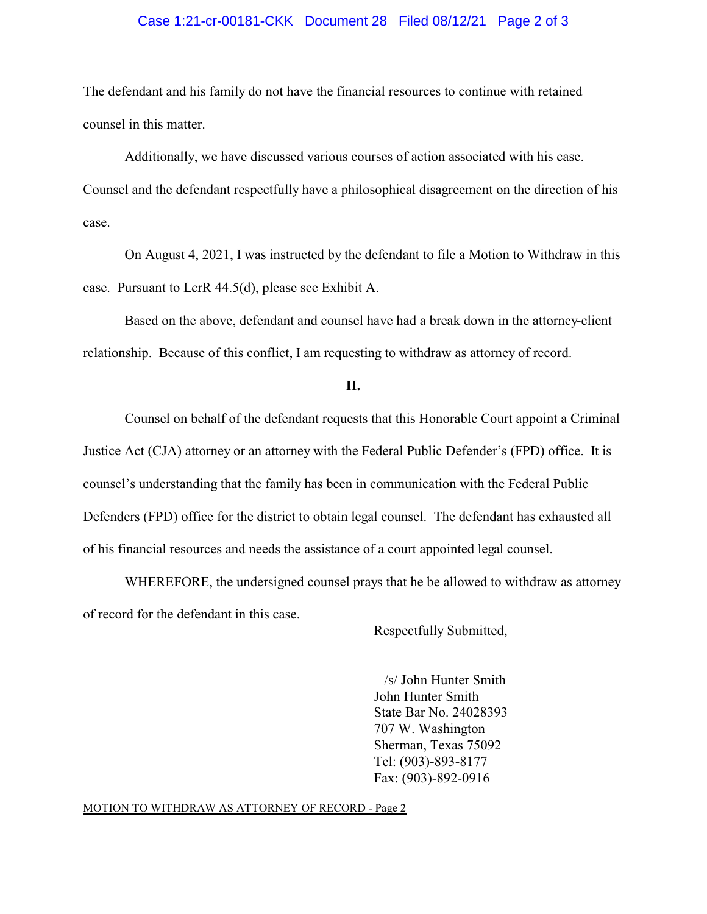The defendant and his family do not have the financial resources to continue with retained counsel in this matter.

Additionally, we have discussed various courses of action associated with his case. Counsel and the defendant respectfully have a philosophical disagreement on the direction of his case.

On August 4, 2021, I was instructed by the defendant to file a Motion to Withdraw in this case. Pursuant to LcrR 44.5(d), please see Exhibit A.

Based on the above, defendant and counsel have had a break down in the attorney-client relationship. Because of this conflict, I am requesting to withdraw as attorney of record.

**II.**

Counsel on behalf of the defendant requests that this Honorable Court appoint a Criminal Justice Act (CJA) attorney or an attorney with the Federal Public Defender's (FPD) office. It is counsel's understanding that the family has been in communication with the Federal Public Defenders (FPD) office for the district to obtain legal counsel. The defendant has exhausted all of his financial resources and needs the assistance of a court appointed legal counsel.

WHEREFORE, the undersigned counsel prays that he be allowed to withdraw as attorney of record for the defendant in this case.

Respectfully Submitted,

/s/ John Hunter Smith
John Hunter Smith
State Bar No. 24028393
707 W. Washington
Sherman, Texas 75092
Tel: (903)-893-8177
Fax: (903)-892-0916

MOTION TO WITHDRAW AS ATTORNEY OF RECORD - Page 2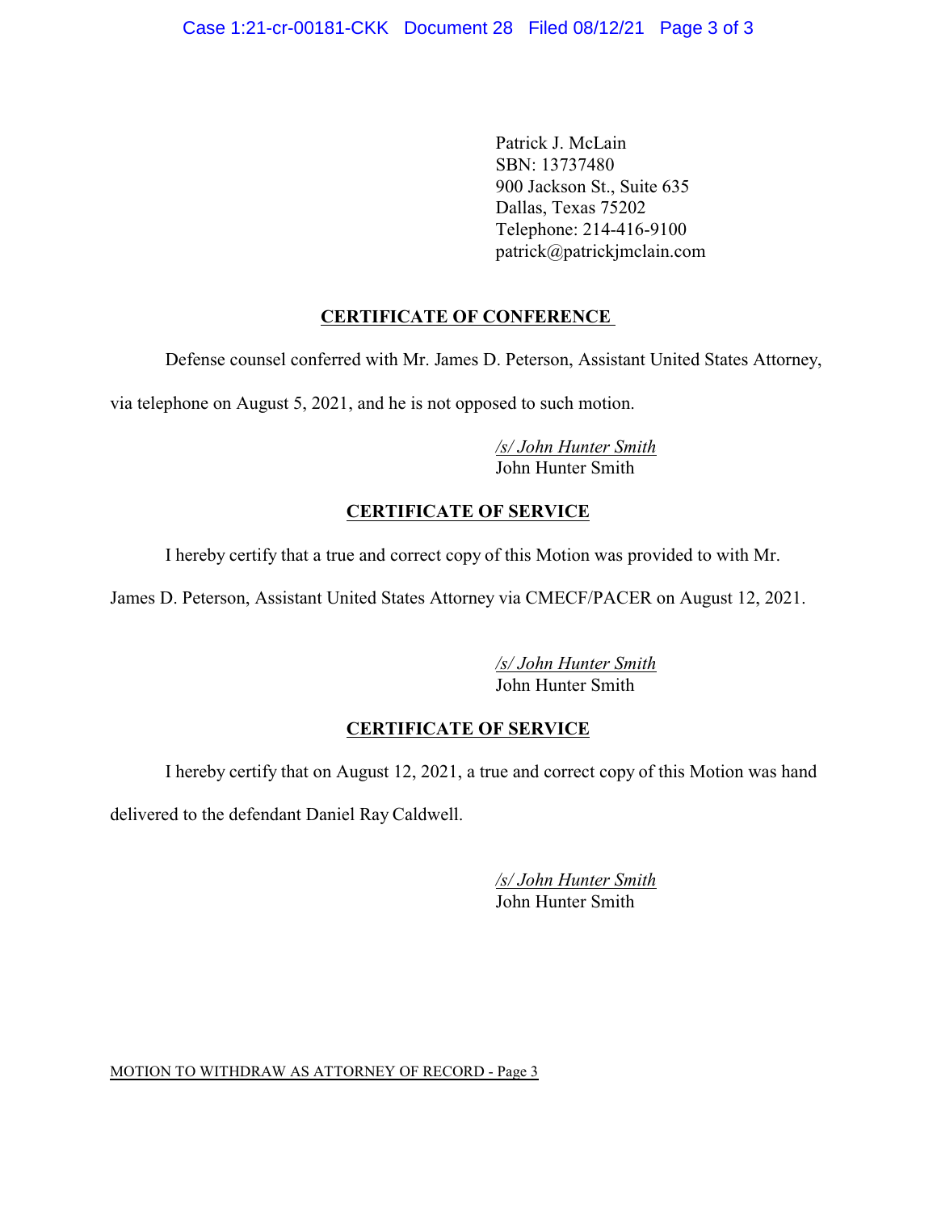Patrick J. McLain
SBN: 13737480
900 Jackson St., Suite 635
Dallas, Texas 75202
Telephone: 214-416-9100
patrick@patrickjmclain.com

## CERTIFICATE OF CONFERENCE

Defense counsel conferred with Mr. James D. Peterson, Assistant United States Attorney, via telephone on August 5, 2021, and he is not opposed to such motion.

*/s/ John Hunter Smith*
John Hunter Smith

## CERTIFICATE OF SERVICE

I hereby certify that a true and correct copy of this Motion was provided to with Mr. James D. Peterson, Assistant United States Attorney via CMECF/PACER on August 12, 2021.

*/s/ John Hunter Smith*
John Hunter Smith

## CERTIFICATE OF SERVICE

I hereby certify that on August 12, 2021, a true and correct copy of this Motion was hand delivered to the defendant Daniel Ray Caldwell.

*/s/ John Hunter Smith*
John Hunter Smith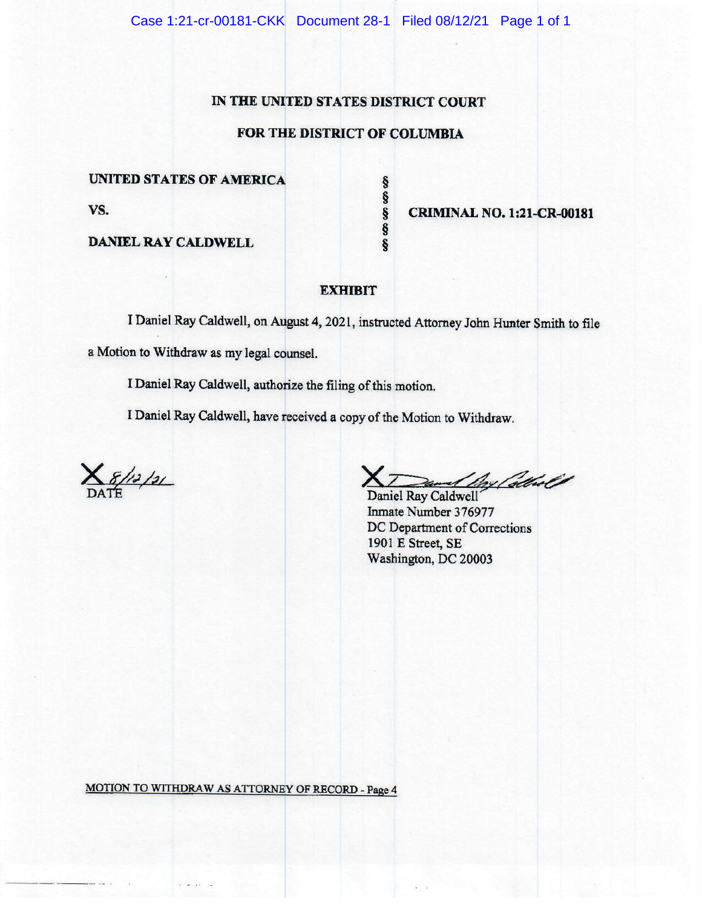**IN THE UNITED STATES DISTRICT COURT**

**FOR THE DISTRICT OF COLUMBIA**

| | | |
|---|---|---|
| **UNITED STATES OF AMERICA** | § | |
| | § | |
| **VS.** | § | **CRIMINAL NO. 1:21-CR-00181** |
| | § | |
| **DANIEL RAY CALDWELL** | § | |

**EXHIBIT**

I Daniel Ray Caldwell, on August 4, 2021, instructed Attorney John Hunter Smith to file a Motion to Withdraw as my legal counsel.

I Daniel Ray Caldwell, authorize the filing of this motion.

I Daniel Ray Caldwell, have received a copy of the Motion to Withdraw.

X 8/12/21
DATE

X [signature]
Daniel Ray Caldwell
Inmate Number 376977
DC Department of Corrections
1901 E Street, SE
Washington, DC 20003

MOTION TO WITHDRAW AS ATTORNEY OF RECORD - Page 4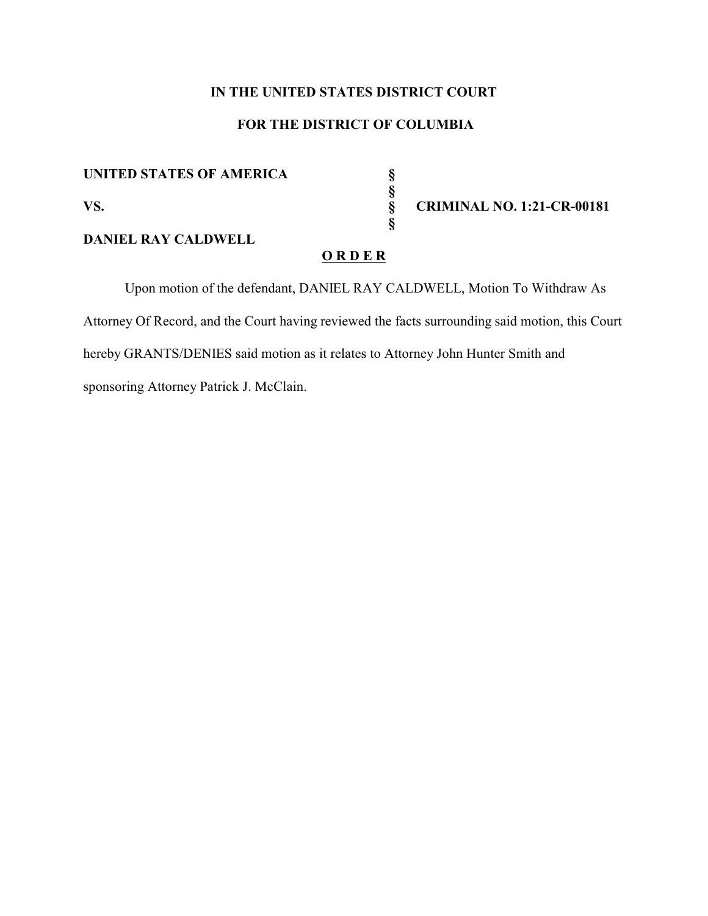**IN THE UNITED STATES DISTRICT COURT**

**FOR THE DISTRICT OF COLUMBIA**

| | | |
|---|---|---|
| **UNITED STATES OF AMERICA** | **§** | |
| | **§** | |
| **VS.** | **§** | **CRIMINAL NO. 1:21-CR-00181** |
| | **§** | |
| **DANIEL RAY CALDWELL** | | |

**O R D E R**

Upon motion of the defendant, DANIEL RAY CALDWELL, Motion To Withdraw As Attorney Of Record, and the Court having reviewed the facts surrounding said motion, this Court hereby GRANTS/DENIES said motion as it relates to Attorney John Hunter Smith and sponsoring Attorney Patrick J. McClain.